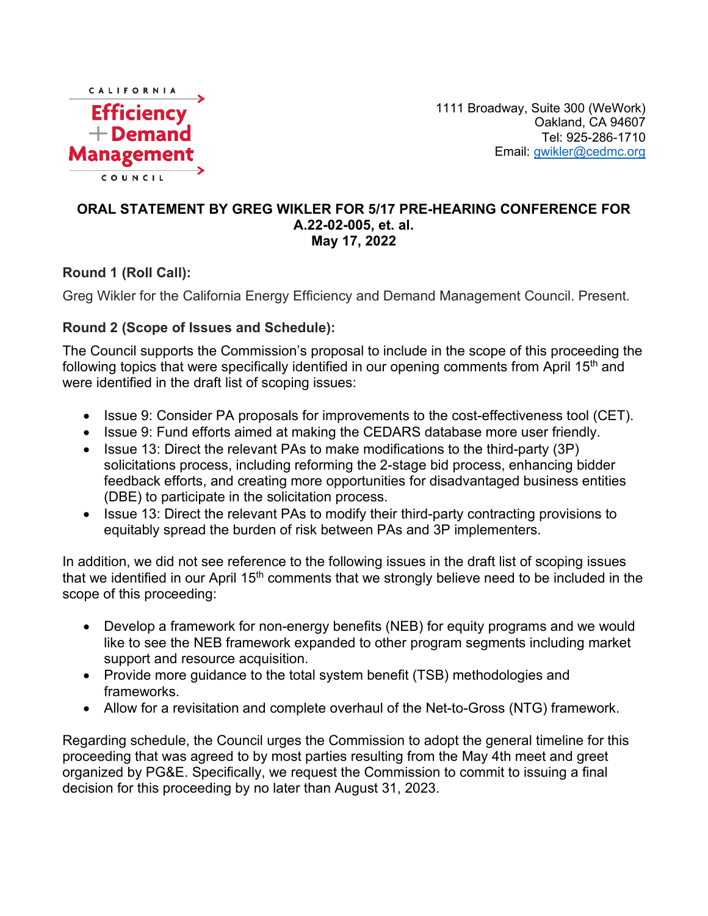CALIFORNIA
Efficiency
+ Demand
Management
COUNCIL

1111 Broadway, Suite 300 (WeWork)
Oakland, CA 94607
Tel: 925-286-1710
Email: gwikler@cedmc.org

**ORAL STATEMENT BY GREG WIKLER FOR 5/17 PRE-HEARING CONFERENCE FOR A.22-02-005, et. al.**
**May 17, 2022**

**Round 1 (Roll Call):**

Greg Wikler for the California Energy Efficiency and Demand Management Council. Present.

**Round 2 (Scope of Issues and Schedule):**

The Council supports the Commission's proposal to include in the scope of this proceeding the following topics that were specifically identified in our opening comments from April 15th and were identified in the draft list of scoping issues:

- Issue 9: Consider PA proposals for improvements to the cost-effectiveness tool (CET).
- Issue 9: Fund efforts aimed at making the CEDARS database more user friendly.
- Issue 13: Direct the relevant PAs to make modifications to the third-party (3P) solicitations process, including reforming the 2-stage bid process, enhancing bidder feedback efforts, and creating more opportunities for disadvantaged business entities (DBE) to participate in the solicitation process.
- Issue 13: Direct the relevant PAs to modify their third-party contracting provisions to equitably spread the burden of risk between PAs and 3P implementers.

In addition, we did not see reference to the following issues in the draft list of scoping issues that we identified in our April 15th comments that we strongly believe need to be included in the scope of this proceeding:

- Develop a framework for non-energy benefits (NEB) for equity programs and we would like to see the NEB framework expanded to other program segments including market support and resource acquisition.
- Provide more guidance to the total system benefit (TSB) methodologies and frameworks.
- Allow for a revisitation and complete overhaul of the Net-to-Gross (NTG) framework.

Regarding schedule, the Council urges the Commission to adopt the general timeline for this proceeding that was agreed to by most parties resulting from the May 4th meet and greet organized by PG&E. Specifically, we request the Commission to commit to issuing a final decision for this proceeding by no later than August 31, 2023.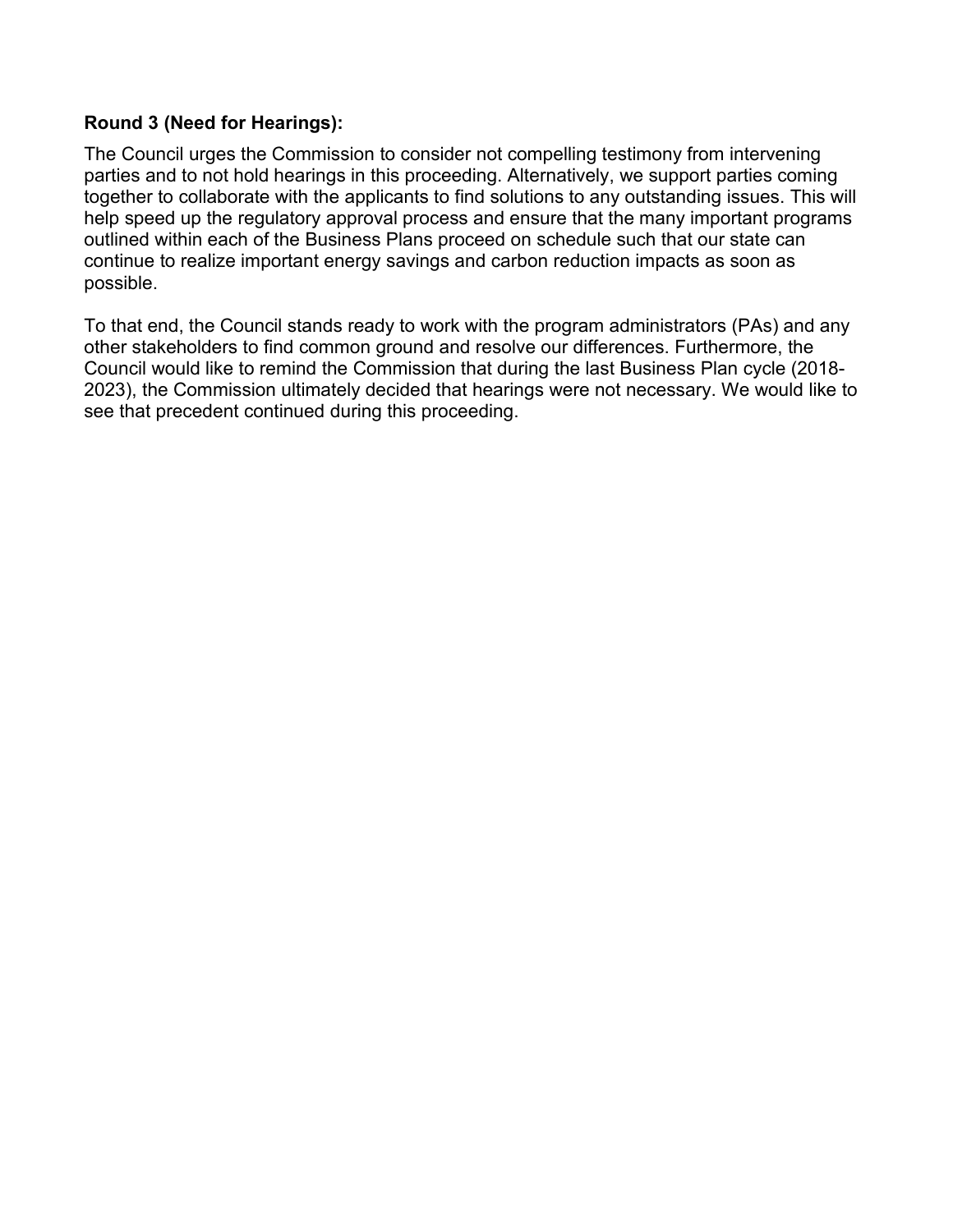**Round 3 (Need for Hearings):**

The Council urges the Commission to consider not compelling testimony from intervening parties and to not hold hearings in this proceeding. Alternatively, we support parties coming together to collaborate with the applicants to find solutions to any outstanding issues. This will help speed up the regulatory approval process and ensure that the many important programs outlined within each of the Business Plans proceed on schedule such that our state can continue to realize important energy savings and carbon reduction impacts as soon as possible.

To that end, the Council stands ready to work with the program administrators (PAs) and any other stakeholders to find common ground and resolve our differences. Furthermore, the Council would like to remind the Commission that during the last Business Plan cycle (2018-2023), the Commission ultimately decided that hearings were not necessary. We would like to see that precedent continued during this proceeding.